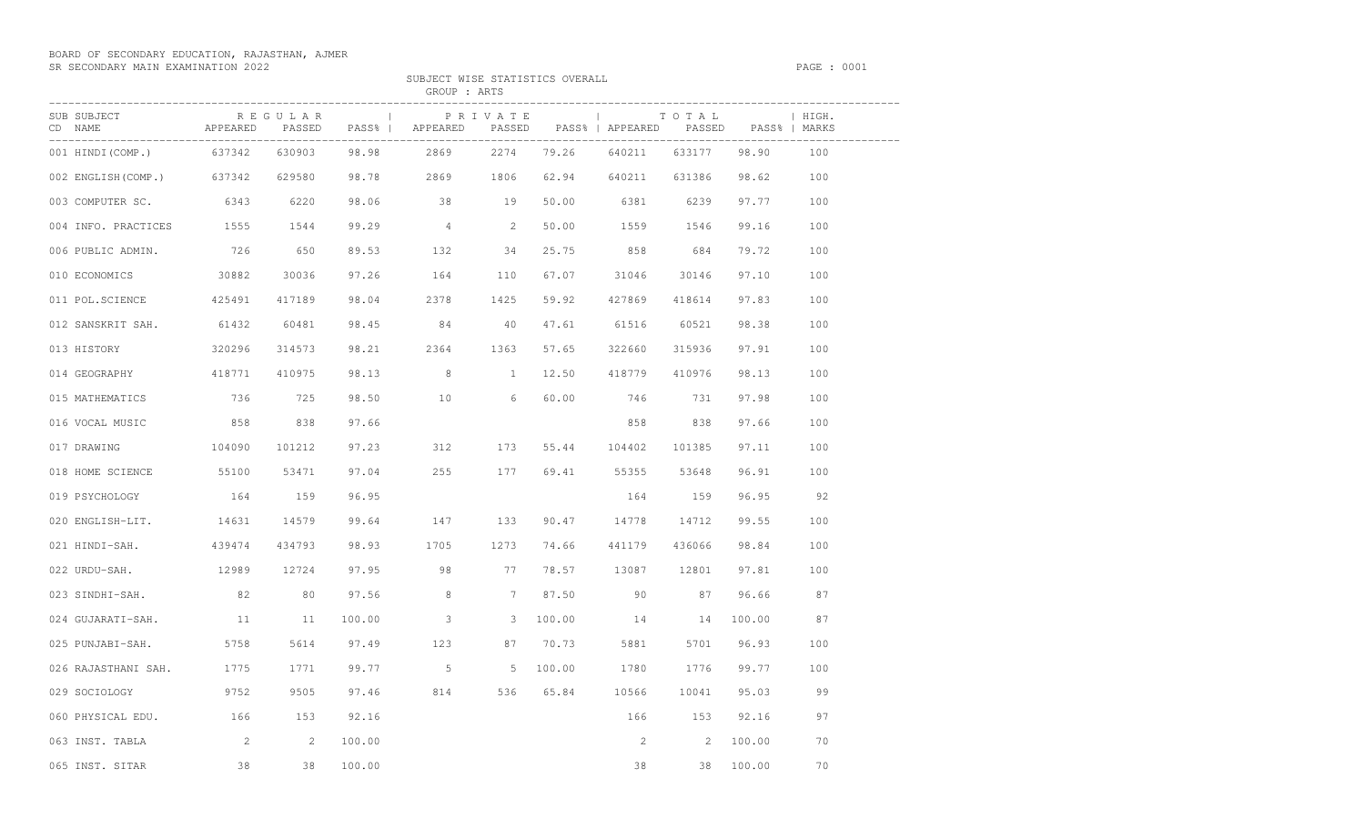BOARD OF SECONDARY EDUCATION, RAJASTHAN, AJMER

SR SECONDARY MAIN EXAMINATION 2022

SUBJECT WISE STATISTICS OVERALL

GROUP : ARTS

| SUB CD | SUBJECT NAME | REGULAR | | | PRIVATE | | | TOTAL | | | HIGH. |
|---|---|---|---|---|---|---|---|---|---|---|---|
| | | APPEARED | PASSED | PASS% | APPEARED | PASSED | PASS% | APPEARED | PASSED | PASS% | MARKS |
| 001 | HINDI(COMP.) | 637342 | 630903 | 98.98 | 2869 | 2274 | 79.26 | 640211 | 633177 | 98.90 | 100 |
| 002 | ENGLISH(COMP.) | 637342 | 629580 | 98.78 | 2869 | 1806 | 62.94 | 640211 | 631386 | 98.62 | 100 |
| 003 | COMPUTER SC. | 6343 | 6220 | 98.06 | 38 | 19 | 50.00 | 6381 | 6239 | 97.77 | 100 |
| 004 | INFO. PRACTICES | 1555 | 1544 | 99.29 | 4 | 2 | 50.00 | 1559 | 1546 | 99.16 | 100 |
| 006 | PUBLIC ADMIN. | 726 | 650 | 89.53 | 132 | 34 | 25.75 | 858 | 684 | 79.72 | 100 |
| 010 | ECONOMICS | 30882 | 30036 | 97.26 | 164 | 110 | 67.07 | 31046 | 30146 | 97.10 | 100 |
| 011 | POL.SCIENCE | 425491 | 417189 | 98.04 | 2378 | 1425 | 59.92 | 427869 | 418614 | 97.83 | 100 |
| 012 | SANSKRIT SAH. | 61432 | 60481 | 98.45 | 84 | 40 | 47.61 | 61516 | 60521 | 98.38 | 100 |
| 013 | HISTORY | 320296 | 314573 | 98.21 | 2364 | 1363 | 57.65 | 322660 | 315936 | 97.91 | 100 |
| 014 | GEOGRAPHY | 418771 | 410975 | 98.13 | 8 | 1 | 12.50 | 418779 | 410976 | 98.13 | 100 |
| 015 | MATHEMATICS | 736 | 725 | 98.50 | 10 | 6 | 60.00 | 746 | 731 | 97.98 | 100 |
| 016 | VOCAL MUSIC | 858 | 838 | 97.66 | | | | 858 | 838 | 97.66 | 100 |
| 017 | DRAWING | 104090 | 101212 | 97.23 | 312 | 173 | 55.44 | 104402 | 101385 | 97.11 | 100 |
| 018 | HOME SCIENCE | 55100 | 53471 | 97.04 | 255 | 177 | 69.41 | 55355 | 53648 | 96.91 | 100 |
| 019 | PSYCHOLOGY | 164 | 159 | 96.95 | | | | 164 | 159 | 96.95 | 92 |
| 020 | ENGLISH-LIT. | 14631 | 14579 | 99.64 | 147 | 133 | 90.47 | 14778 | 14712 | 99.55 | 100 |
| 021 | HINDI-SAH. | 439474 | 434793 | 98.93 | 1705 | 1273 | 74.66 | 441179 | 436066 | 98.84 | 100 |
| 022 | URDU-SAH. | 12989 | 12724 | 97.95 | 98 | 77 | 78.57 | 13087 | 12801 | 97.81 | 100 |
| 023 | SINDHI-SAH. | 82 | 80 | 97.56 | 8 | 7 | 87.50 | 90 | 87 | 96.66 | 87 |
| 024 | GUJARATI-SAH. | 11 | 11 | 100.00 | 3 | 3 | 100.00 | 14 | 14 | 100.00 | 87 |
| 025 | PUNJABI-SAH. | 5758 | 5614 | 97.49 | 123 | 87 | 70.73 | 5881 | 5701 | 96.93 | 100 |
| 026 | RAJASTHANI SAH. | 1775 | 1771 | 99.77 | 5 | 5 | 100.00 | 1780 | 1776 | 99.77 | 100 |
| 029 | SOCIOLOGY | 9752 | 9505 | 97.46 | 814 | 536 | 65.84 | 10566 | 10041 | 95.03 | 99 |
| 060 | PHYSICAL EDU. | 166 | 153 | 92.16 | | | | 166 | 153 | 92.16 | 97 |
| 063 | INST. TABLA | 2 | 2 | 100.00 | | | | 2 | 2 | 100.00 | 70 |
| 065 | INST. SITAR | 38 | 38 | 100.00 | | | | 38 | 38 | 100.00 | 70 |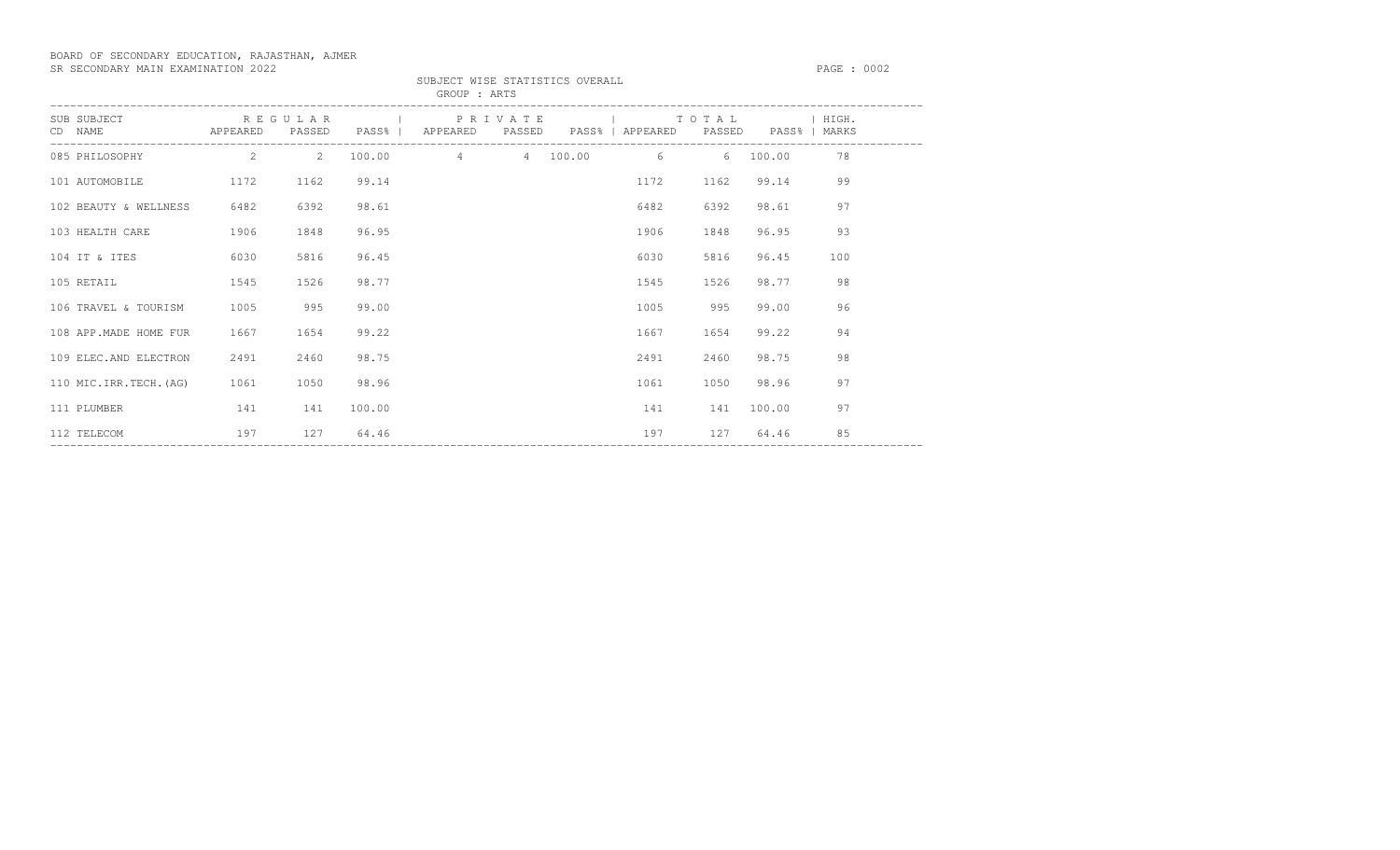BOARD OF SECONDARY EDUCATION, RAJASTHAN, AJMER
SR SECONDARY MAIN EXAMINATION 2022

SUBJECT WISE STATISTICS OVERALL
GROUP : ARTS

| SUB CD | SUBJECT NAME | REGULAR | | | PRIVATE | | | TOTAL | | | HIGH. |
|---|---|---|---|---|---|---|---|---|---|---|---|
| | | APPEARED | PASSED | PASS% | APPEARED | PASSED | PASS% | APPEARED | PASSED | PASS% | MARKS |
| 085 | PHILOSOPHY | 2 | 2 | 100.00 | 4 | 4 | 100.00 | 6 | 6 | 100.00 | 78 |
| 101 | AUTOMOBILE | 1172 | 1162 | 99.14 | | | | 1172 | 1162 | 99.14 | 99 |
| 102 | BEAUTY & WELLNESS | 6482 | 6392 | 98.61 | | | | 6482 | 6392 | 98.61 | 97 |
| 103 | HEALTH CARE | 1906 | 1848 | 96.95 | | | | 1906 | 1848 | 96.95 | 93 |
| 104 | IT & ITES | 6030 | 5816 | 96.45 | | | | 6030 | 5816 | 96.45 | 100 |
| 105 | RETAIL | 1545 | 1526 | 98.77 | | | | 1545 | 1526 | 98.77 | 98 |
| 106 | TRAVEL & TOURISM | 1005 | 995 | 99.00 | | | | 1005 | 995 | 99.00 | 96 |
| 108 | APP.MADE HOME FUR | 1667 | 1654 | 99.22 | | | | 1667 | 1654 | 99.22 | 94 |
| 109 | ELEC.AND ELECTRON | 2491 | 2460 | 98.75 | | | | 2491 | 2460 | 98.75 | 98 |
| 110 | MIC.IRR.TECH.(AG) | 1061 | 1050 | 98.96 | | | | 1061 | 1050 | 98.96 | 97 |
| 111 | PLUMBER | 141 | 141 | 100.00 | | | | 141 | 141 | 100.00 | 97 |
| 112 | TELECOM | 197 | 127 | 64.46 | | | | 197 | 127 | 64.46 | 85 |